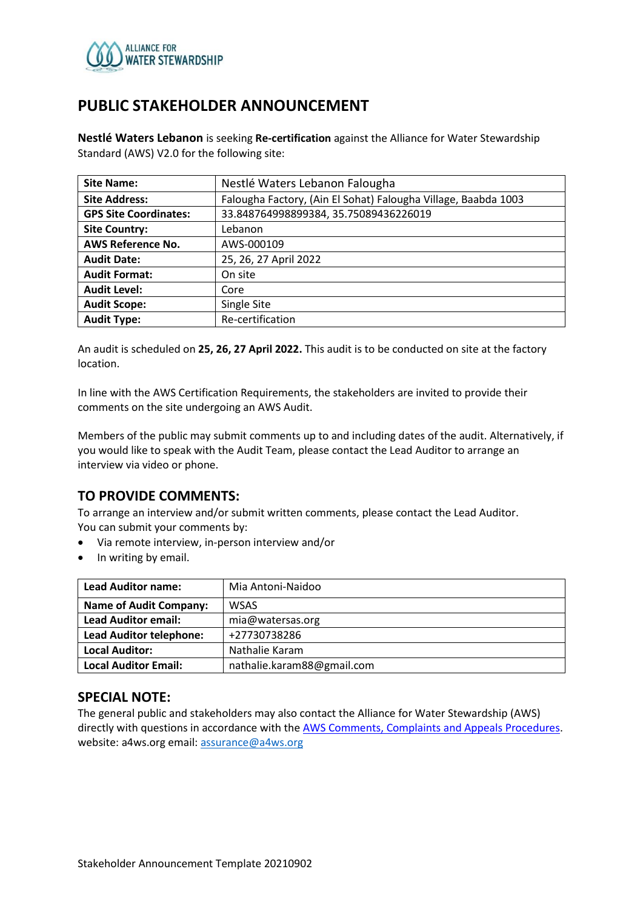# PUBLIC STAKEHOLDER ANNOUNCEMENT

**Nestlé Waters Lebanon** is seeking **Re-certification** against the Alliance for Water Stewardship Standard (AWS) V2.0 for the following site:

| **Site Name:** | Nestlé Waters Lebanon Falougha |
|---|---|
| **Site Address:** | Falougha Factory, (Ain El Sohat) Falougha Village, Baabda 1003 |
| **GPS Site Coordinates:** | 33.848764998899384, 35.75089436226019 |
| **Site Country:** | Lebanon |
| **AWS Reference No.** | AWS-000109 |
| **Audit Date:** | 25, 26, 27 April 2022 |
| **Audit Format:** | On site |
| **Audit Level:** | Core |
| **Audit Scope:** | Single Site |
| **Audit Type:** | Re-certification |

An audit is scheduled on **25, 26, 27 April 2022.** This audit is to be conducted on site at the factory location.

In line with the AWS Certification Requirements, the stakeholders are invited to provide their comments on the site undergoing an AWS Audit.

Members of the public may submit comments up to and including dates of the audit. Alternatively, if you would like to speak with the Audit Team, please contact the Lead Auditor to arrange an interview via video or phone.

## TO PROVIDE COMMENTS:

To arrange an interview and/or submit written comments, please contact the Lead Auditor.
You can submit your comments by:

- Via remote interview, in-person interview and/or
- In writing by email.

| **Lead Auditor name:** | Mia Antoni-Naidoo |
|---|---|
| **Name of Audit Company:** | WSAS |
| **Lead Auditor email:** | mia@watersas.org |
| **Lead Auditor telephone:** | +27730738286 |
| **Local Auditor:** | Nathalie Karam |
| **Local Auditor Email:** | nathalie.karam88@gmail.com |

## SPECIAL NOTE:

The general public and stakeholders may also contact the Alliance for Water Stewardship (AWS) directly with questions in accordance with the AWS Comments, Complaints and Appeals Procedures. website: a4ws.org email: assurance@a4ws.org

Stakeholder Announcement Template 20210902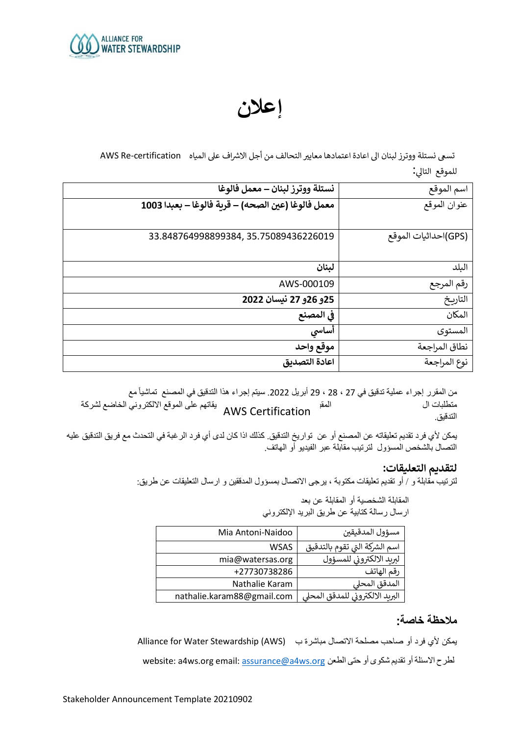ALLIANCE FOR WATER STEWARDSHIP

# إعلان

تسعى نستلة ووترز لبنان الى اعادة اعتمادها معايير التحالف من أجل الاشراف على المياه AWS Re-certification للموقع التالي:

| | |
|---|---|
| اسم الموقع | **نستلة ووترز لبنان – معمل فالوغا** |
| عنوان الموقع | **معمل فالوغا (عين الصحه) – قرية فالوغا – بعبدا 1003** |
| احداثيات الموقع(GPS) | 33.848764998899384, 35.75089436226019 |
| البلد | **لبنان** |
| رقم المرجع | AWS-000109 |
| التاريخ | **25و 26و 27 نيسان 2022** |
| المكان | **في المصنع** |
| المستوى | **أساسي** |
| نطاق المراجعة | **موقع واحد** |
| نوع المراجعة | **اعادة التصديق** |

من المقرر إجراء عملية تدقيق في 27 ، 28 ، 29 أبريل 2022. سيتم إجراء هذا التدقيق في المصنع تماشياً مع متطلبات ال المقدمة AWS Certification يقاتهم على الموقع الالكتروني الخاضع لشركة التدقيق.

يمكن لأي فرد تقديم تعليقاته عن المصنع أو عن تواريخ التدقيق. كذلك اذا كان لدى أي فرد الرغبة في التحدث مع فريق التدقيق عليه التصال بالشخص المسؤول لترتيب مقابلة عبر الفيديو أو الهاتف.

## لتقديم التعليقات:

لترتيب مقابلة و / أو تقديم تعليقات مكتوبة ، يرجى الاتصال بمسؤول المدققين و ارسال التعليقات عن طريق:

المقابلة الشخصية أو المقابلة عن بعد
ارسال رسالة كتابية عن طريق البريد الإلكتروني

| | |
|---|---|
| مسؤول المدقيقين | Mia Antoni-Naidoo |
| اسم الشركة التي تقوم بالتدقيق | WSAS |
| لبريد الالكتروني للمسؤول | mia@watersas.org |
| رقم الهاتف | +27730738286 |
| المدقق المحلي | Nathalie Karam |
| البريد الالكتروني للمدقق المحلي | nathalie.karam88@gmail.com |

## ملاحظة خاصة:

يمكن لأي فرد أو صاحب مصلحة الاتصال مباشرة ب Alliance for Water Stewardship (AWS)

لطرح الاسئلة أو تقديم شكوى أو حتى الطعن website: a4ws.org email: assurance@a4ws.org

Stakeholder Announcement Template 20210902